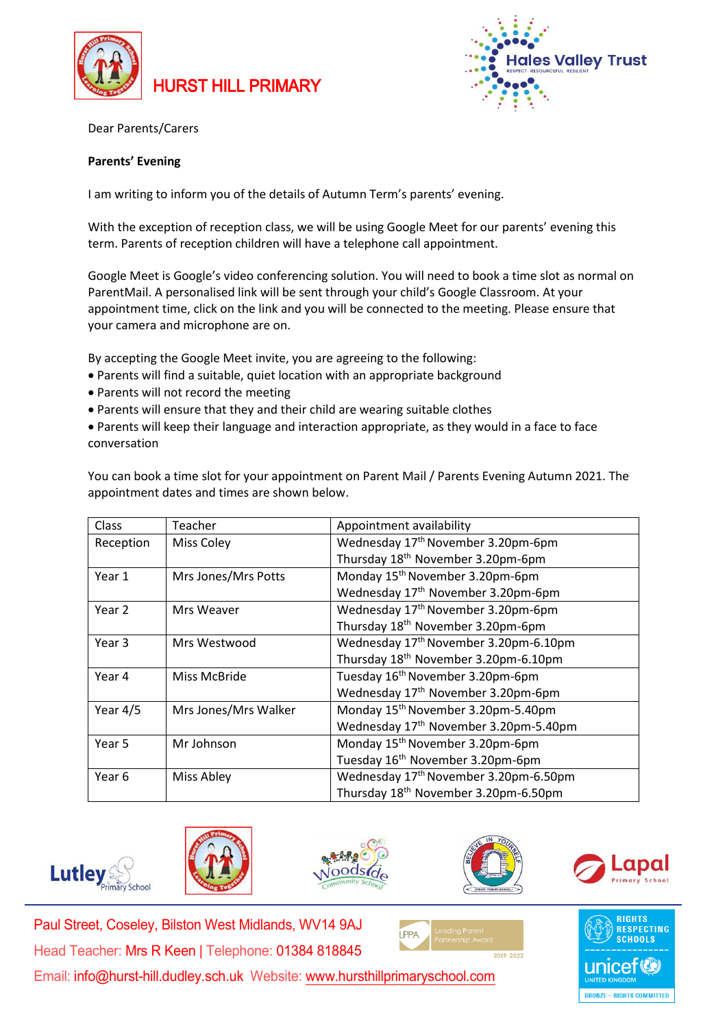# HURST HILL PRIMARY

Hales Valley Trust

RESPECT RESOURCEFUL RESILIENT

Dear Parents/Carers

**Parents' Evening**

I am writing to inform you of the details of Autumn Term's parents' evening.

With the exception of reception class, we will be using Google Meet for our parents' evening this term. Parents of reception children will have a telephone call appointment.

Google Meet is Google's video conferencing solution. You will need to book a time slot as normal on ParentMail. A personalised link will be sent through your child's Google Classroom. At your appointment time, click on the link and you will be connected to the meeting. Please ensure that your camera and microphone are on.

By accepting the Google Meet invite, you are agreeing to the following:

- Parents will find a suitable, quiet location with an appropriate background
- Parents will not record the meeting
- Parents will ensure that they and their child are wearing suitable clothes
- Parents will keep their language and interaction appropriate, as they would in a face to face conversation

You can book a time slot for your appointment on Parent Mail / Parents Evening Autumn 2021. The appointment dates and times are shown below.

| Class | Teacher | Appointment availability |
|---|---|---|
| Reception | Miss Coley | Wednesday 17th November 3.20pm-6pm<br>Thursday 18th November 3.20pm-6pm |
| Year 1 | Mrs Jones/Mrs Potts | Monday 15th November 3.20pm-6pm<br>Wednesday 17th November 3.20pm-6pm |
| Year 2 | Mrs Weaver | Wednesday 17th November 3.20pm-6pm<br>Thursday 18th November 3.20pm-6pm |
| Year 3 | Mrs Westwood | Wednesday 17th November 3.20pm-6.10pm<br>Thursday 18th November 3.20pm-6.10pm |
| Year 4 | Miss McBride | Tuesday 16th November 3.20pm-6pm<br>Wednesday 17th November 3.20pm-6pm |
| Year 4/5 | Mrs Jones/Mrs Walker | Monday 15th November 3.20pm-5.40pm<br>Wednesday 17th November 3.20pm-5.40pm |
| Year 5 | Mr Johnson | Monday 15th November 3.20pm-6pm<br>Tuesday 16th November 3.20pm-6pm |
| Year 6 | Miss Abley | Wednesday 17th November 3.20pm-6.50pm<br>Thursday 18th November 3.20pm-6.50pm |

Paul Street, Coseley, Bilston West Midlands, WV14 9AJ

Head Teacher: Mrs R Keen | Telephone: 01384 818845

Email: info@hurst-hill.dudley.sch.uk Website: www.hursthillprimaryschool.com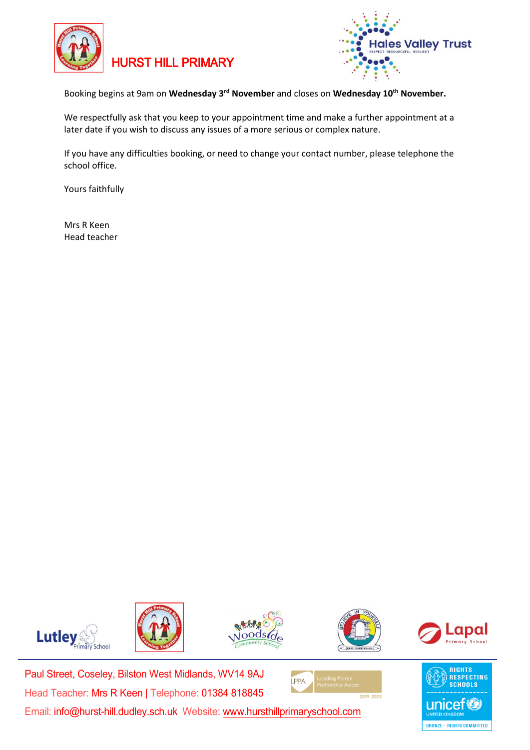Booking begins at 9am on **Wednesday 3rd November** and closes on **Wednesday 10th November.**

We respectfully ask that you keep to your appointment time and make a further appointment at a later date if you wish to discuss any issues of a more serious or complex nature.

If you have any difficulties booking, or need to change your contact number, please telephone the school office.

Yours faithfully

Mrs R Keen
Head teacher